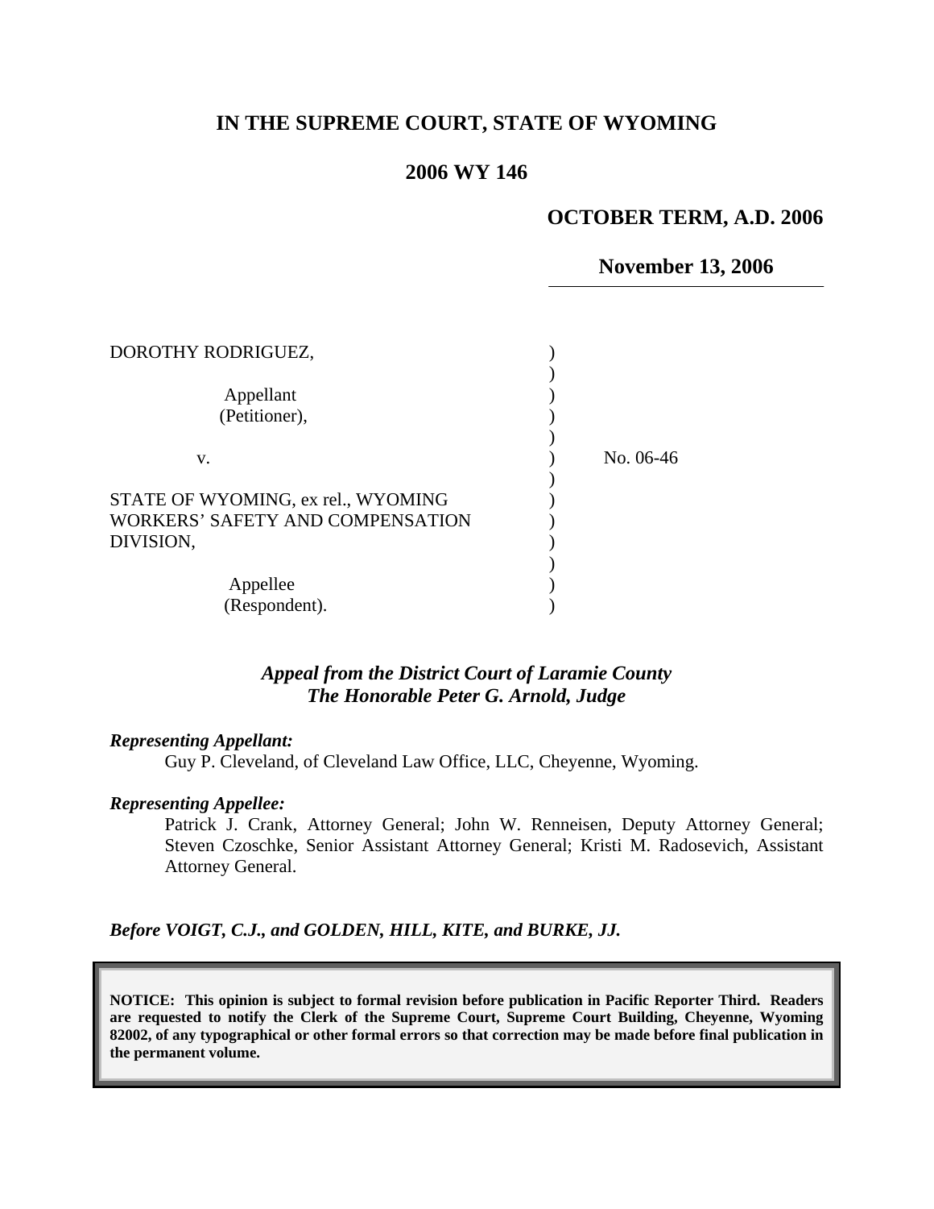**IN THE SUPREME COURT, STATE OF WYOMING**

**2006 WY 146**

**OCTOBER TERM, A.D. 2006**

**November 13, 2006**

DOROTHY RODRIGUEZ,

Appellant
(Petitioner),

v.

STATE OF WYOMING, ex rel., WYOMING WORKERS' SAFETY AND COMPENSATION DIVISION,

Appellee
(Respondent).

No. 06-46

*Appeal from the District Court of Laramie County*
*The Honorable Peter G. Arnold, Judge*

***Representing Appellant:***

Guy P. Cleveland, of Cleveland Law Office, LLC, Cheyenne, Wyoming.

***Representing Appellee:***

Patrick J. Crank, Attorney General; John W. Renneisen, Deputy Attorney General; Steven Czoschke, Senior Assistant Attorney General; Kristi M. Radosevich, Assistant Attorney General.

***Before VOIGT, C.J., and GOLDEN, HILL, KITE, and BURKE, JJ.***

**NOTICE: This opinion is subject to formal revision before publication in Pacific Reporter Third. Readers are requested to notify the Clerk of the Supreme Court, Supreme Court Building, Cheyenne, Wyoming 82002, of any typographical or other formal errors so that correction may be made before final publication in the permanent volume.**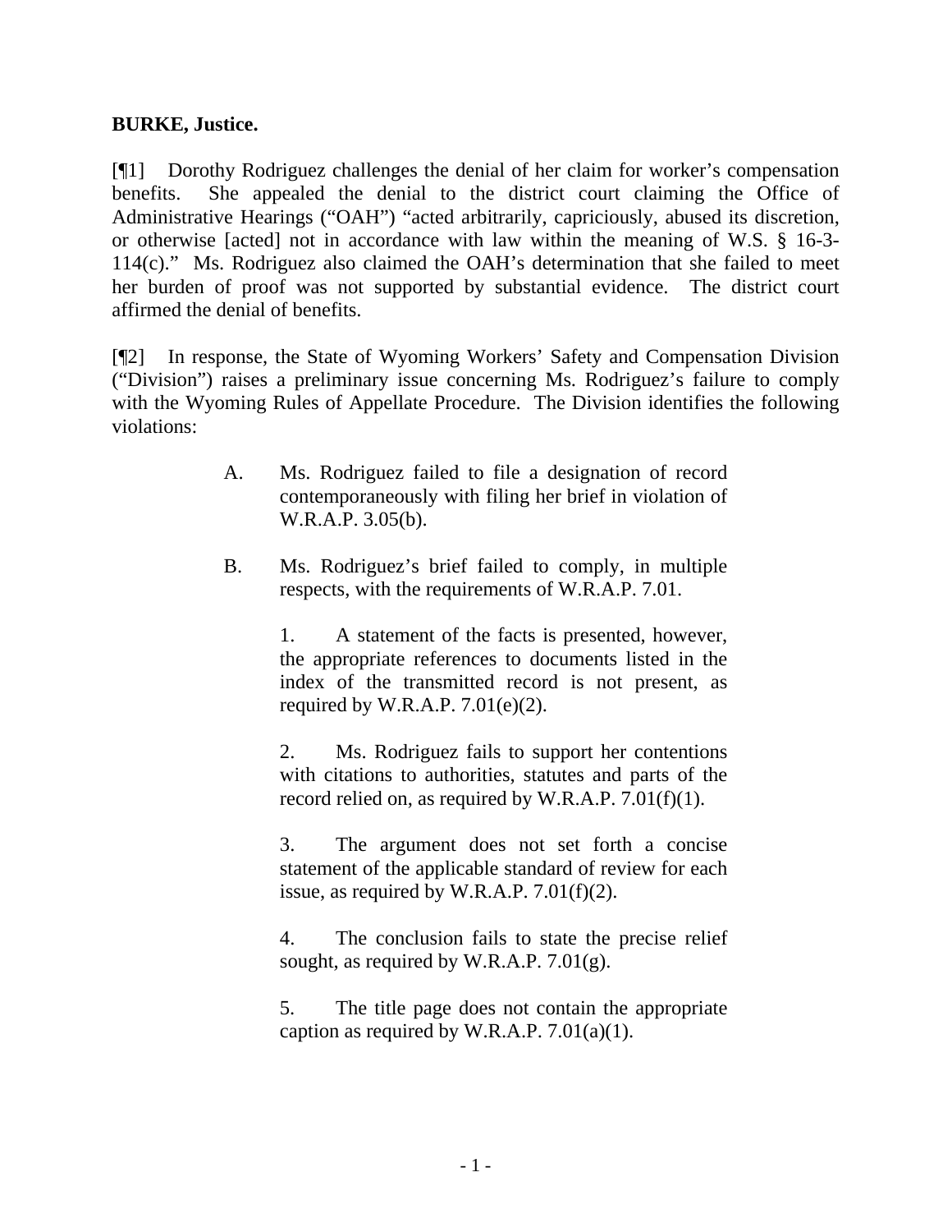**BURKE, Justice.**

[¶1] Dorothy Rodriguez challenges the denial of her claim for worker's compensation benefits. She appealed the denial to the district court claiming the Office of Administrative Hearings ("OAH") "acted arbitrarily, capriciously, abused its discretion, or otherwise [acted] not in accordance with law within the meaning of W.S. § 16-3-114(c)." Ms. Rodriguez also claimed the OAH's determination that she failed to meet her burden of proof was not supported by substantial evidence. The district court affirmed the denial of benefits.

[¶2] In response, the State of Wyoming Workers' Safety and Compensation Division ("Division") raises a preliminary issue concerning Ms. Rodriguez's failure to comply with the Wyoming Rules of Appellate Procedure. The Division identifies the following violations:

> A. Ms. Rodriguez failed to file a designation of record contemporaneously with filing her brief in violation of W.R.A.P. 3.05(b).
>
> B. Ms. Rodriguez's brief failed to comply, in multiple respects, with the requirements of W.R.A.P. 7.01.
>
> 1. A statement of the facts is presented, however, the appropriate references to documents listed in the index of the transmitted record is not present, as required by W.R.A.P. 7.01(e)(2).
>
> 2. Ms. Rodriguez fails to support her contentions with citations to authorities, statutes and parts of the record relied on, as required by W.R.A.P. 7.01(f)(1).
>
> 3. The argument does not set forth a concise statement of the applicable standard of review for each issue, as required by W.R.A.P. 7.01(f)(2).
>
> 4. The conclusion fails to state the precise relief sought, as required by W.R.A.P. 7.01(g).
>
> 5. The title page does not contain the appropriate caption as required by W.R.A.P. 7.01(a)(1).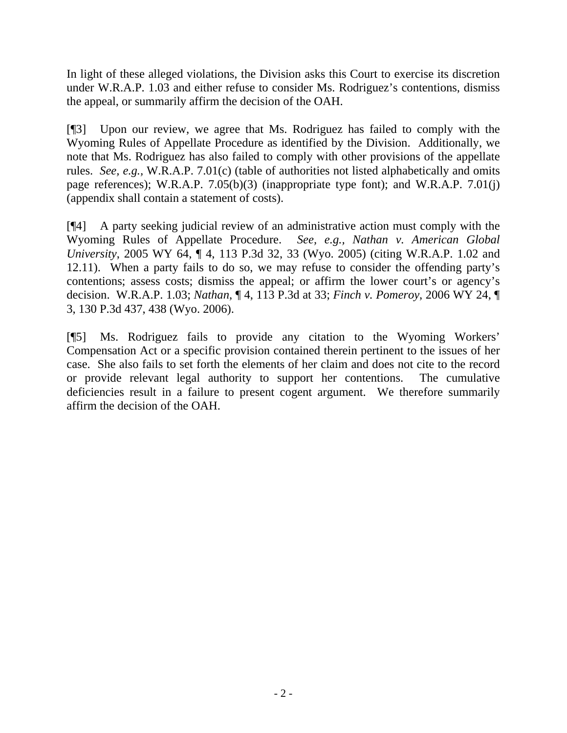In light of these alleged violations, the Division asks this Court to exercise its discretion under W.R.A.P. 1.03 and either refuse to consider Ms. Rodriguez's contentions, dismiss the appeal, or summarily affirm the decision of the OAH.

[¶3] Upon our review, we agree that Ms. Rodriguez has failed to comply with the Wyoming Rules of Appellate Procedure as identified by the Division. Additionally, we note that Ms. Rodriguez has also failed to comply with other provisions of the appellate rules. *See, e.g.*, W.R.A.P. 7.01(c) (table of authorities not listed alphabetically and omits page references); W.R.A.P. 7.05(b)(3) (inappropriate type font); and W.R.A.P. 7.01(j) (appendix shall contain a statement of costs).

[¶4] A party seeking judicial review of an administrative action must comply with the Wyoming Rules of Appellate Procedure. *See, e.g., Nathan v. American Global University*, 2005 WY 64, ¶ 4, 113 P.3d 32, 33 (Wyo. 2005) (citing W.R.A.P. 1.02 and 12.11). When a party fails to do so, we may refuse to consider the offending party's contentions; assess costs; dismiss the appeal; or affirm the lower court's or agency's decision. W.R.A.P. 1.03; *Nathan*, ¶ 4, 113 P.3d at 33; *Finch v. Pomeroy*, 2006 WY 24, ¶ 3, 130 P.3d 437, 438 (Wyo. 2006).

[¶5] Ms. Rodriguez fails to provide any citation to the Wyoming Workers' Compensation Act or a specific provision contained therein pertinent to the issues of her case. She also fails to set forth the elements of her claim and does not cite to the record or provide relevant legal authority to support her contentions. The cumulative deficiencies result in a failure to present cogent argument. We therefore summarily affirm the decision of the OAH.